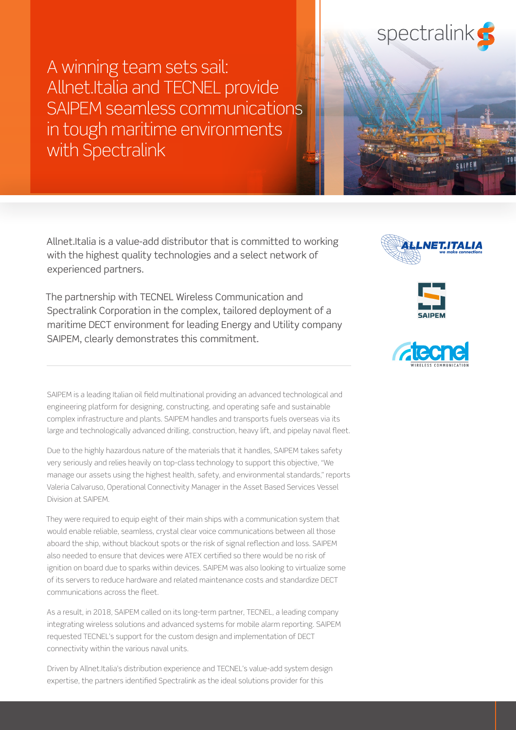# A winning team sets sail: Allnet.Italia and TECNEL provide SAIPEM seamless communications in tough maritime environments with Spectralink

Allnet.Italia is a value-add distributor that is committed to working with the highest quality technologies and a select network of experienced partners.

The partnership with TECNEL Wireless Communication and Spectralink Corporation in the complex, tailored deployment of a maritime DECT environment for leading Energy and Utility company SAIPEM, clearly demonstrates this commitment.

---

SAIPEM is a leading Italian oil field multinational providing an advanced technological and engineering platform for designing, constructing, and operating safe and sustainable complex infrastructure and plants. SAIPEM handles and transports fuels overseas via its large and technologically advanced drilling, construction, heavy lift, and pipelay naval fleet.

Due to the highly hazardous nature of the materials that it handles, SAIPEM takes safety very seriously and relies heavily on top-class technology to support this objective, "We manage our assets using the highest health, safety, and environmental standards," reports Valeria Calvaruso, Operational Connectivity Manager in the Asset Based Services Vessel Division at SAIPEM.

They were required to equip eight of their main ships with a communication system that would enable reliable, seamless, crystal clear voice communications between all those aboard the ship, without blackout spots or the risk of signal reflection and loss. SAIPEM also needed to ensure that devices were ATEX certified so there would be no risk of ignition on board due to sparks within devices. SAIPEM was also looking to virtualize some of its servers to reduce hardware and related maintenance costs and standardize DECT communications across the fleet.

As a result, in 2018, SAIPEM called on its long-term partner, TECNEL, a leading company integrating wireless solutions and advanced systems for mobile alarm reporting. SAIPEM requested TECNEL's support for the custom design and implementation of DECT connectivity within the various naval units.

Driven by Allnet.Italia's distribution experience and TECNEL's value-add system design expertise, the partners identified Spectralink as the ideal solutions provider for this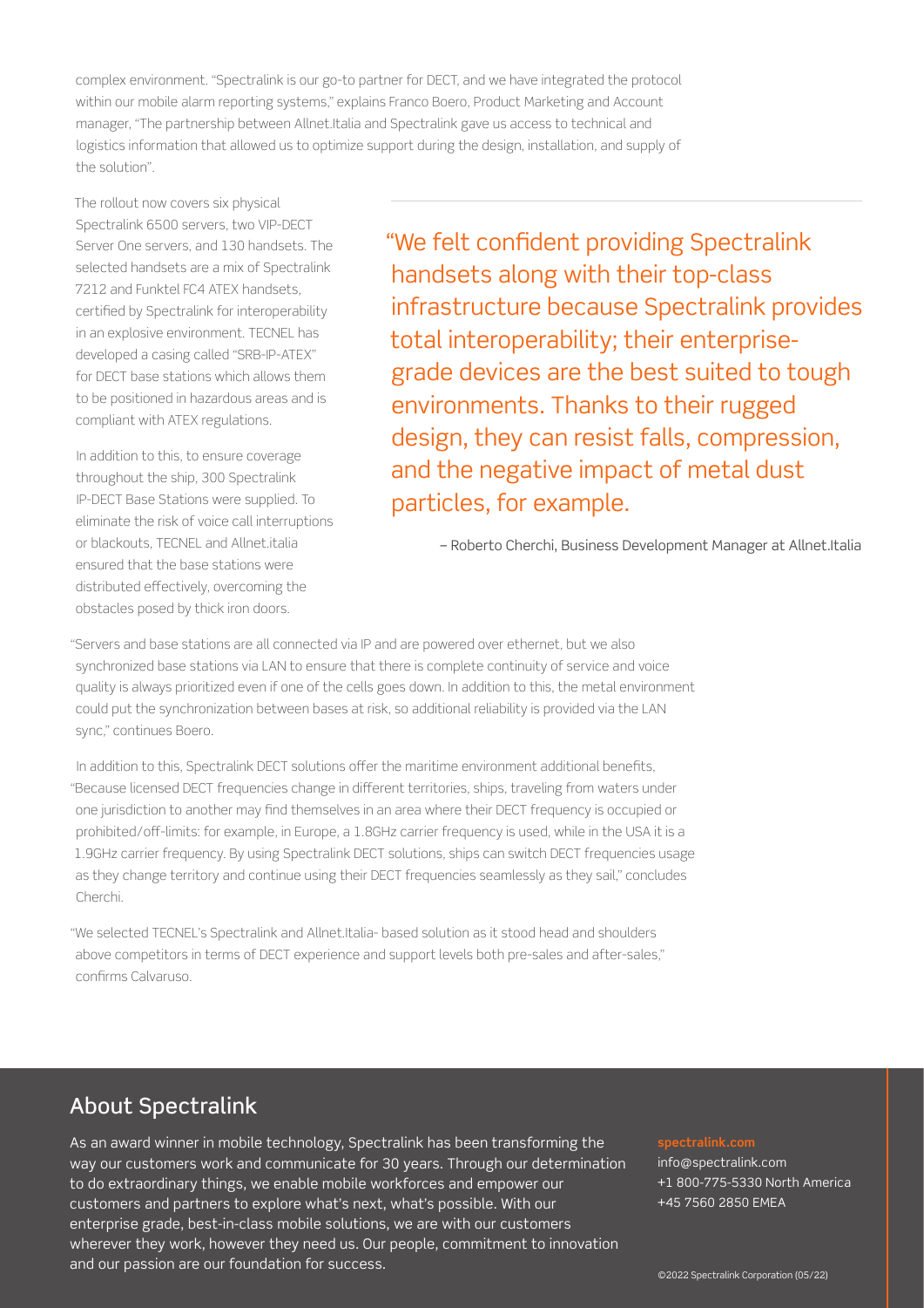complex environment. "Spectralink is our go-to partner for DECT, and we have integrated the protocol within our mobile alarm reporting systems," explains Franco Boero, Product Marketing and Account manager, "The partnership between Allnet.Italia and Spectralink gave us access to technical and logistics information that allowed us to optimize support during the design, installation, and supply of the solution".

The rollout now covers six physical Spectralink 6500 servers, two VIP-DECT Server One servers, and 130 handsets. The selected handsets are a mix of Spectralink 7212 and Funktel FC4 ATEX handsets, certified by Spectralink for interoperability in an explosive environment. TECNEL has developed a casing called "SRB-IP-ATEX" for DECT base stations which allows them to be positioned in hazardous areas and is compliant with ATEX regulations.

In addition to this, to ensure coverage throughout the ship, 300 Spectralink IP-DECT Base Stations were supplied. To eliminate the risk of voice call interruptions or blackouts, TECNEL and Allnet.italia ensured that the base stations were distributed effectively, overcoming the obstacles posed by thick iron doors.

> "We felt confident providing Spectralink handsets along with their top-class infrastructure because Spectralink provides total interoperability; their enterprise-grade devices are the best suited to tough environments. Thanks to their rugged design, they can resist falls, compression, and the negative impact of metal dust particles, for example.
>
> – Roberto Cherchi, Business Development Manager at Allnet.Italia

"Servers and base stations are all connected via IP and are powered over ethernet, but we also synchronized base stations via LAN to ensure that there is complete continuity of service and voice quality is always prioritized even if one of the cells goes down. In addition to this, the metal environment could put the synchronization between bases at risk, so additional reliability is provided via the LAN sync," continues Boero.

In addition to this, Spectralink DECT solutions offer the maritime environment additional benefits, "Because licensed DECT frequencies change in different territories, ships, traveling from waters under one jurisdiction to another may find themselves in an area where their DECT frequency is occupied or prohibited/off-limits: for example, in Europe, a 1.8GHz carrier frequency is used, while in the USA it is a 1.9GHz carrier frequency. By using Spectralink DECT solutions, ships can switch DECT frequencies usage as they change territory and continue using their DECT frequencies seamlessly as they sail," concludes Cherchi.

"We selected TECNEL's Spectralink and Allnet.Italia- based solution as it stood head and shoulders above competitors in terms of DECT experience and support levels both pre-sales and after-sales," confirms Calvaruso.

## About Spectralink

As an award winner in mobile technology, Spectralink has been transforming the way our customers work and communicate for 30 years. Through our determination to do extraordinary things, we enable mobile workforces and empower our customers and partners to explore what's next, what's possible. With our enterprise grade, best-in-class mobile solutions, we are with our customers wherever they work, however they need us. Our people, commitment to innovation and our passion are our foundation for success.

**spectralink.com**
info@spectralink.com
+1 800-775-5330 North America
+45 7560 2850 EMEA

©2022 Spectralink Corporation (05/22)